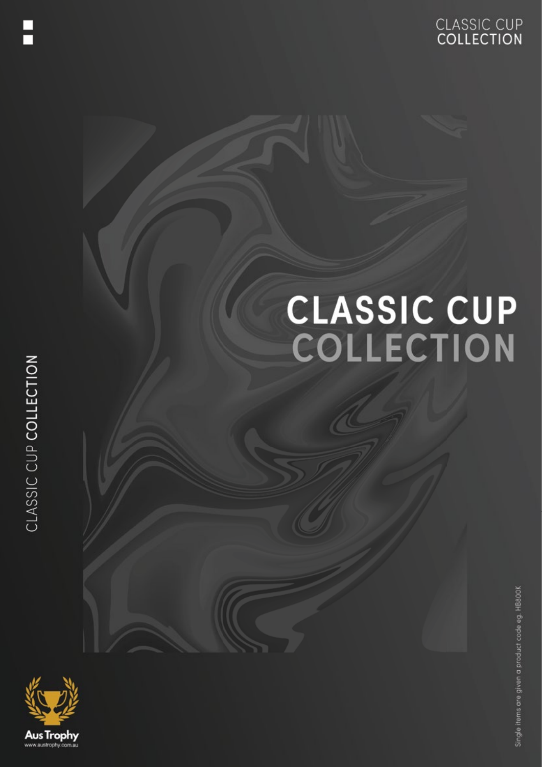# CLASSIC CUP COLLECTION

Aus Trophy
www.austrophy.com.au

Single items are given a product code eg. HB800K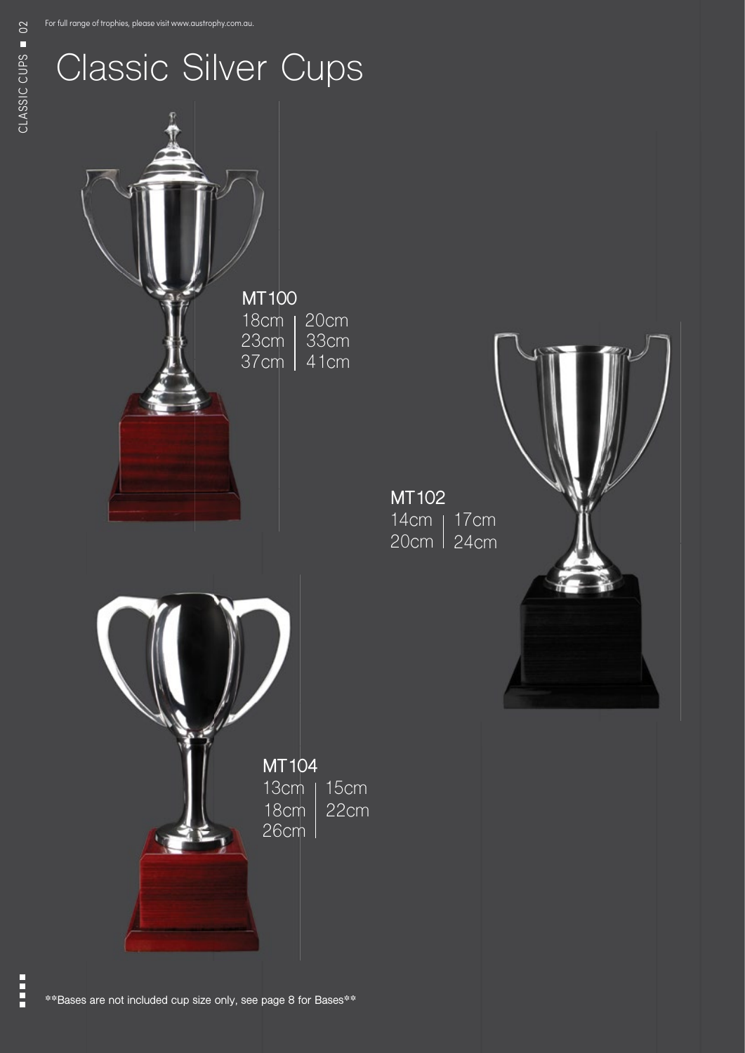For full range of trophies, please visit www.austrophy.com.au.

# Classic Silver Cups

**MT100**

18cm | 20cm
23cm | 33cm
37cm | 41cm

**MT102**

14cm | 17cm
20cm | 24cm

**MT104**

13cm | 15cm
18cm | 22cm
26cm

**Bases are not included cup size only, see page 8 for Bases**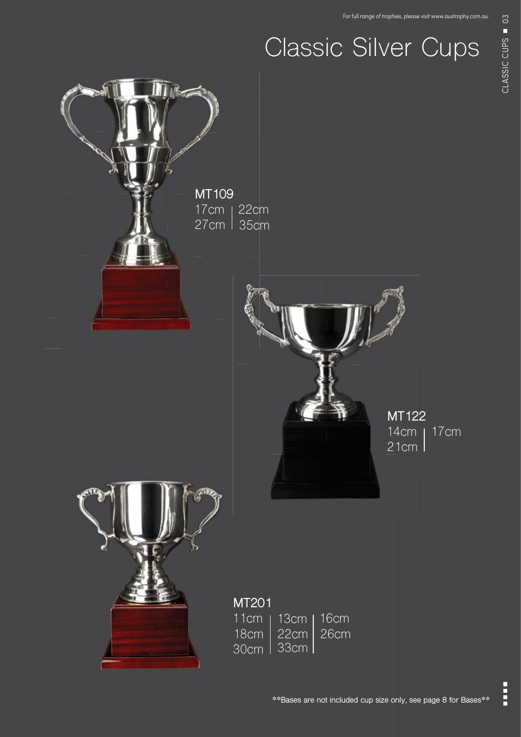# Classic Silver Cups

**MT109**

17cm | 22cm
27cm | 35cm

**MT122**

14cm | 17cm
21cm

**MT201**

11cm | 13cm | 16cm
18cm | 22cm | 26cm
30cm | 33cm

**Bases are not included cup size only, see page 8 for Bases**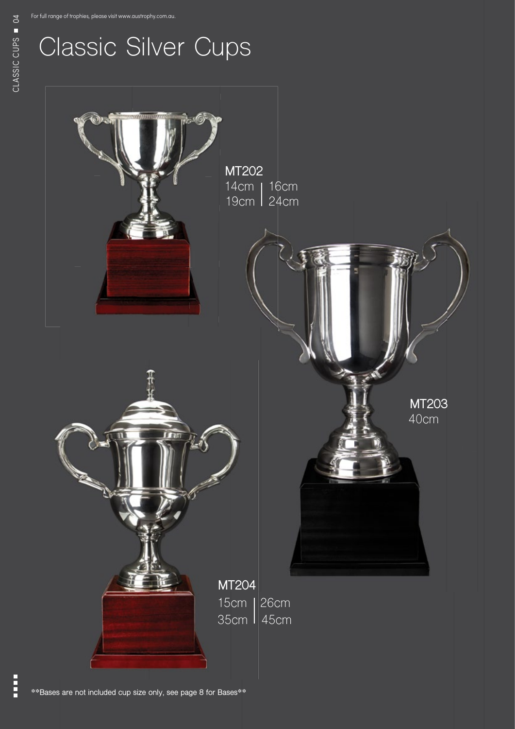For full range of trophies, please visit www.austrophy.com.au.

# Classic Silver Cups

**MT202**
14cm | 16cm
19cm | 24cm

**MT203**
40cm

**MT204**
15cm | 26cm
35cm | 45cm

**Bases are not included cup size only, see page 8 for Bases**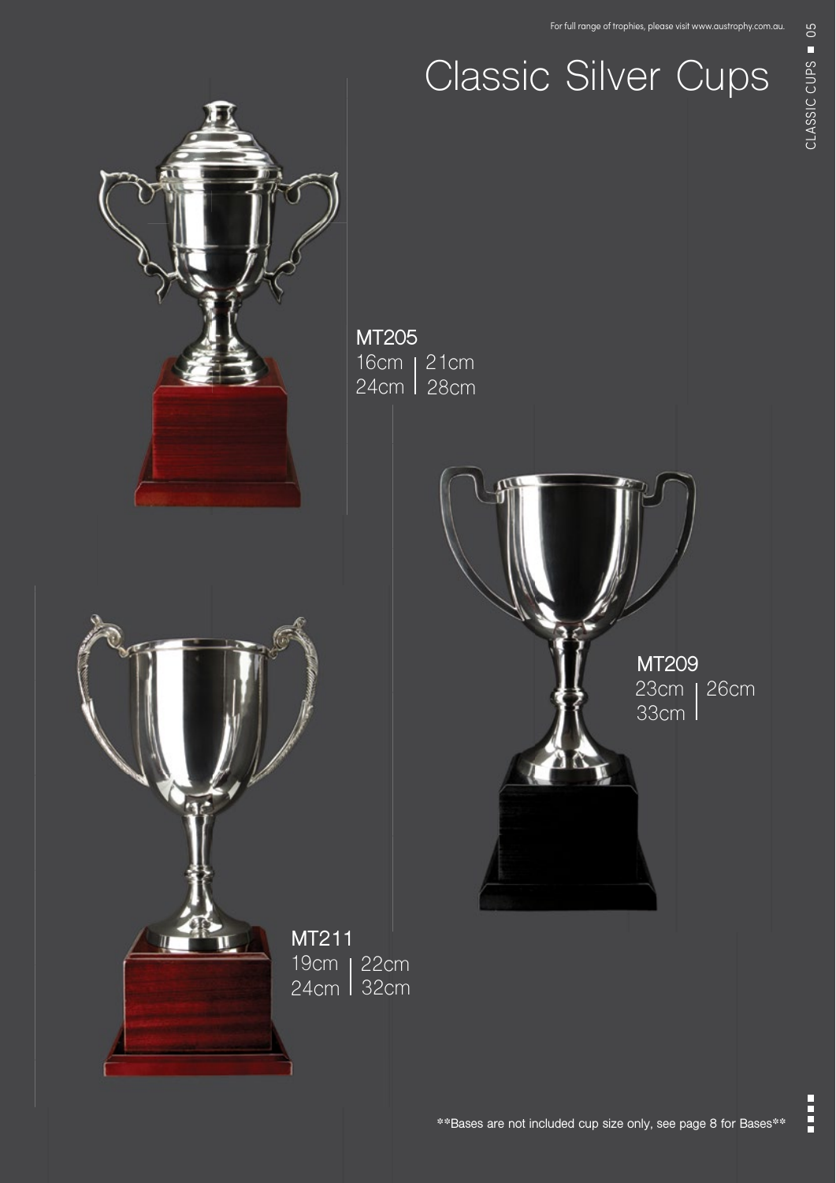# Classic Silver Cups

**MT205**
16cm | 21cm
24cm | 28cm

**MT209**
23cm | 26cm
33cm

**MT211**
19cm | 22cm
24cm | 32cm

**Bases are not included cup size only, see page 8 for Bases**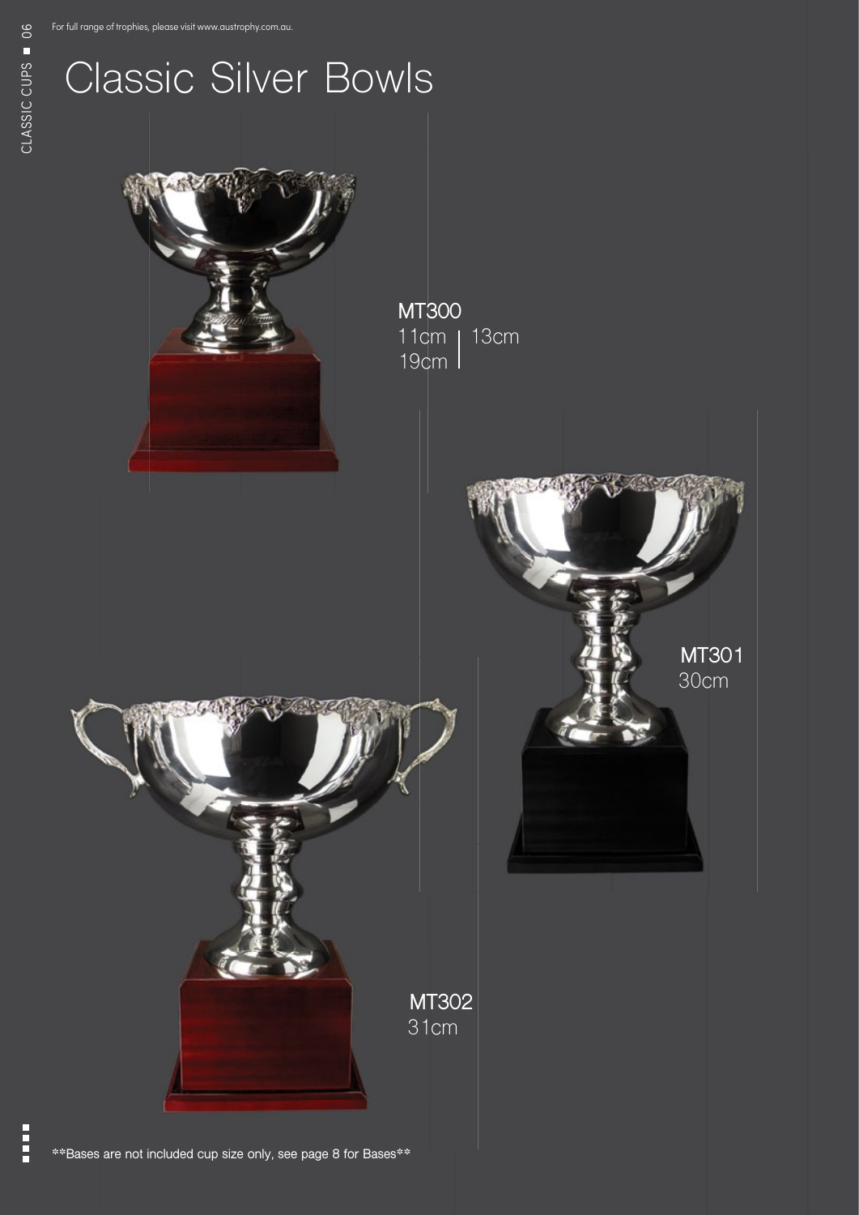# Classic Silver Bowls

**MT300**
11cm | 13cm
19cm

**MT301**
30cm

**MT302**
31cm

\*\*Bases are not included cup size only, see page 8 for Bases\*\*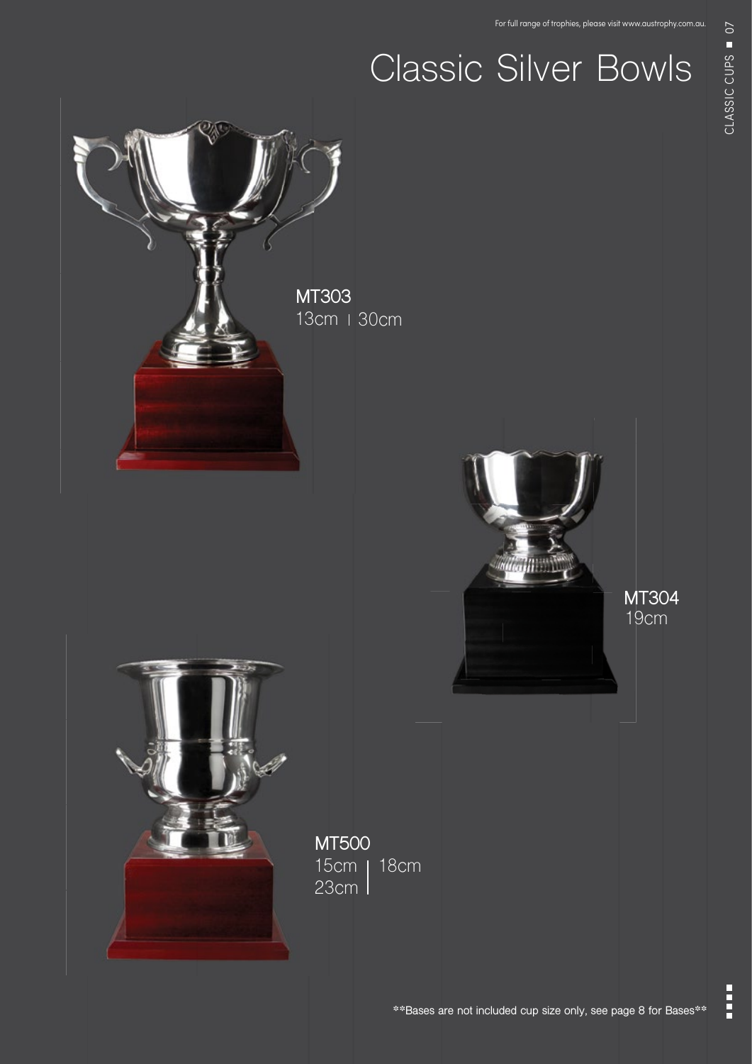For full range of trophies, please visit www.austrophy.com.au.

# Classic Silver Bowls

**MT303**
13cm | 30cm

**MT304**
19cm

**MT500**
15cm | 18cm
23cm

**Bases are not included cup size only, see page 8 for Bases**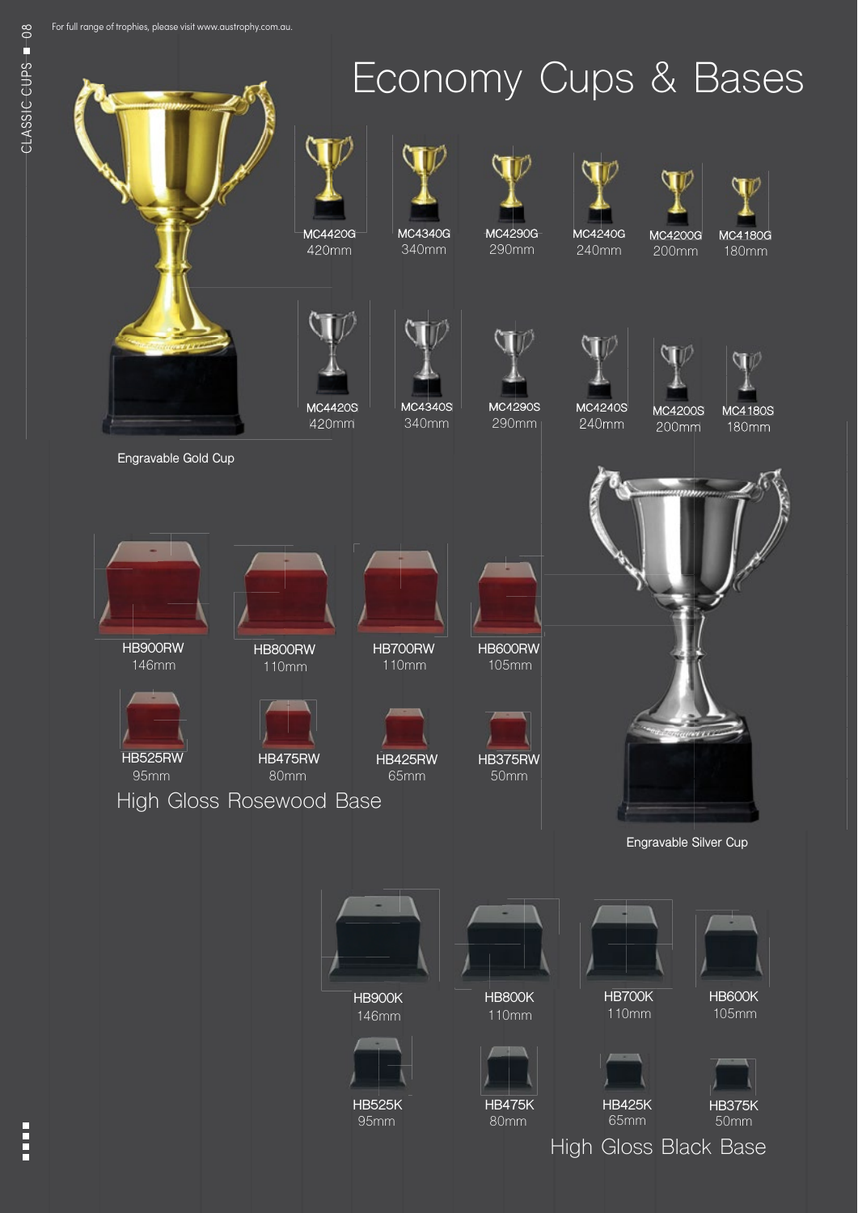For full range of trophies, please visit www.austrophy.com.au.

# Economy Cups & Bases

MC4420G
420mm

MC4340G
340mm

MC4290G
290mm

MC4240G
240mm

MC4200G
200mm

MC4180G
180mm

MC4420S
420mm

MC4340S
340mm

MC4290S
290mm

MC4240S
240mm

MC4200S
200mm

MC4180S
180mm

Engravable Gold Cup

HB900RW
146mm

HB800RW
110mm

HB700RW
110mm

HB600RW
105mm

HB525RW
95mm

HB475RW
80mm

HB425RW
65mm

HB375RW
50mm

## High Gloss Rosewood Base

Engravable Silver Cup

HB900K
146mm

HB800K
110mm

HB700K
110mm

HB600K
105mm

HB525K
95mm

HB475K
80mm

HB425K
65mm

HB375K
50mm

## High Gloss Black Base